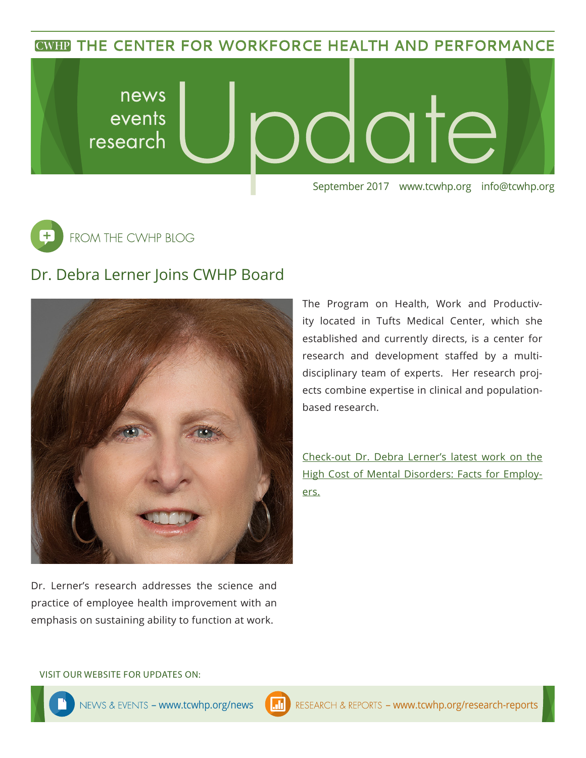# THE CENTER FOR WORKFORCE HEALTH AND PERFORMANCE

news
events
research

# Update

September 2017 www.tcwhp.org info@tcwhp.org

## FROM THE CWHP BLOG

## Dr. Debra Lerner Joins CWHP Board

Dr. Lerner's research addresses the science and practice of employee health improvement with an emphasis on sustaining ability to function at work.

The Program on Health, Work and Productivity located in Tufts Medical Center, which she established and currently directs, is a center for research and development staffed by a multi-disciplinary team of experts. Her research projects combine expertise in clinical and population-based research.

Check-out Dr. Debra Lerner's latest work on the High Cost of Mental Disorders: Facts for Employers.

VISIT OUR WEBSITE FOR UPDATES ON:

NEWS & EVENTS – www.tcwhp.org/news

RESEARCH & REPORTS – www.tcwhp.org/research-reports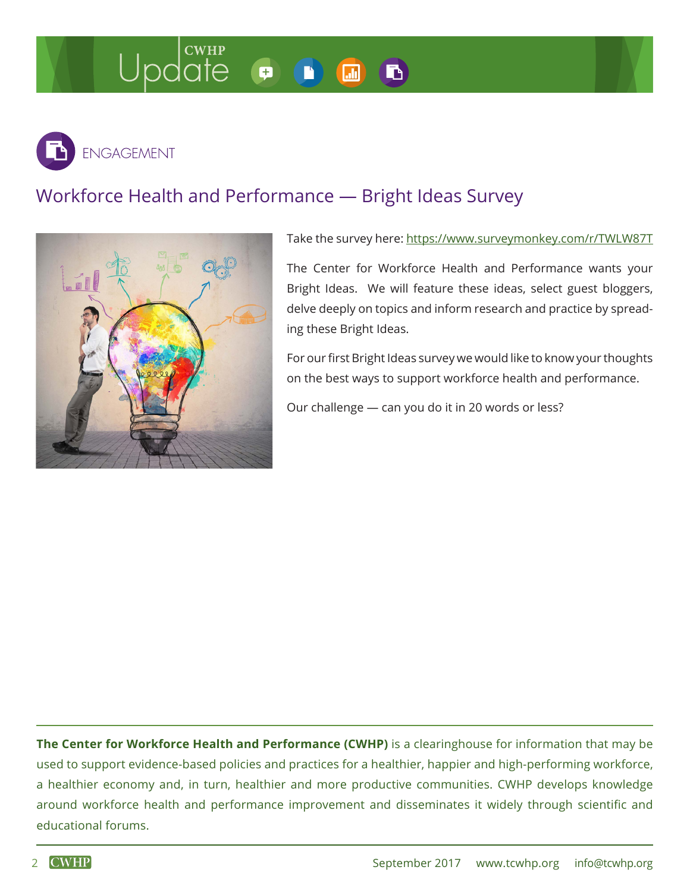## ENGAGEMENT

# Workforce Health and Performance — Bright Ideas Survey

Take the survey here: https://www.surveymonkey.com/r/TWLW87T

The Center for Workforce Health and Performance wants your Bright Ideas. We will feature these ideas, select guest bloggers, delve deeply on topics and inform research and practice by spreading these Bright Ideas.

For our first Bright Ideas survey we would like to know your thoughts on the best ways to support workforce health and performance.

Our challenge — can you do it in 20 words or less?

**The Center for Workforce Health and Performance (CWHP)** is a clearinghouse for information that may be used to support evidence-based policies and practices for a healthier, happier and high-performing workforce, a healthier economy and, in turn, healthier and more productive communities. CWHP develops knowledge around workforce health and performance improvement and disseminates it widely through scientific and educational forums.